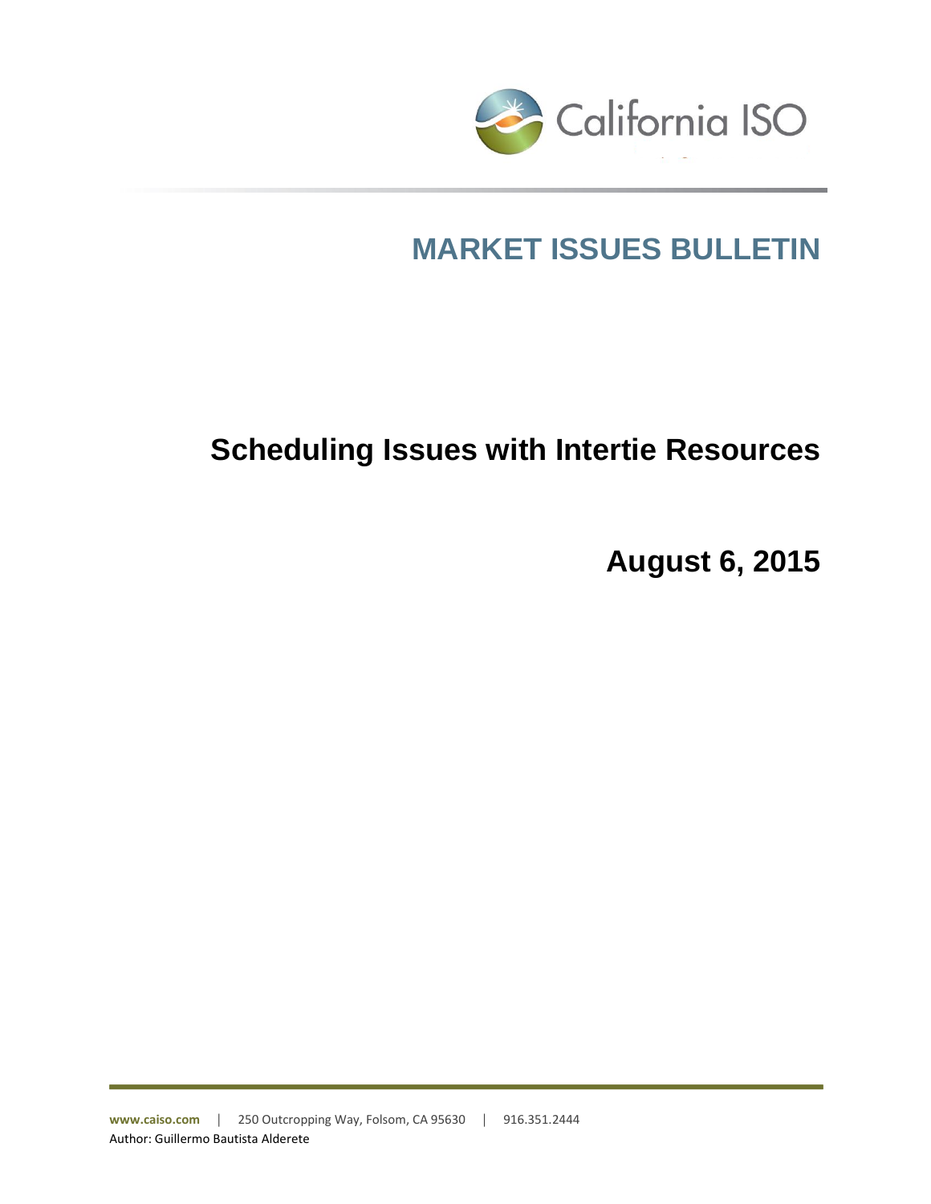California ISO

# MARKET ISSUES BULLETIN

## Scheduling Issues with Intertie Resources

## August 6, 2015

www.caiso.com | 250 Outcropping Way, Folsom, CA 95630 | 916.351.2444

Author: Guillermo Bautista Alderete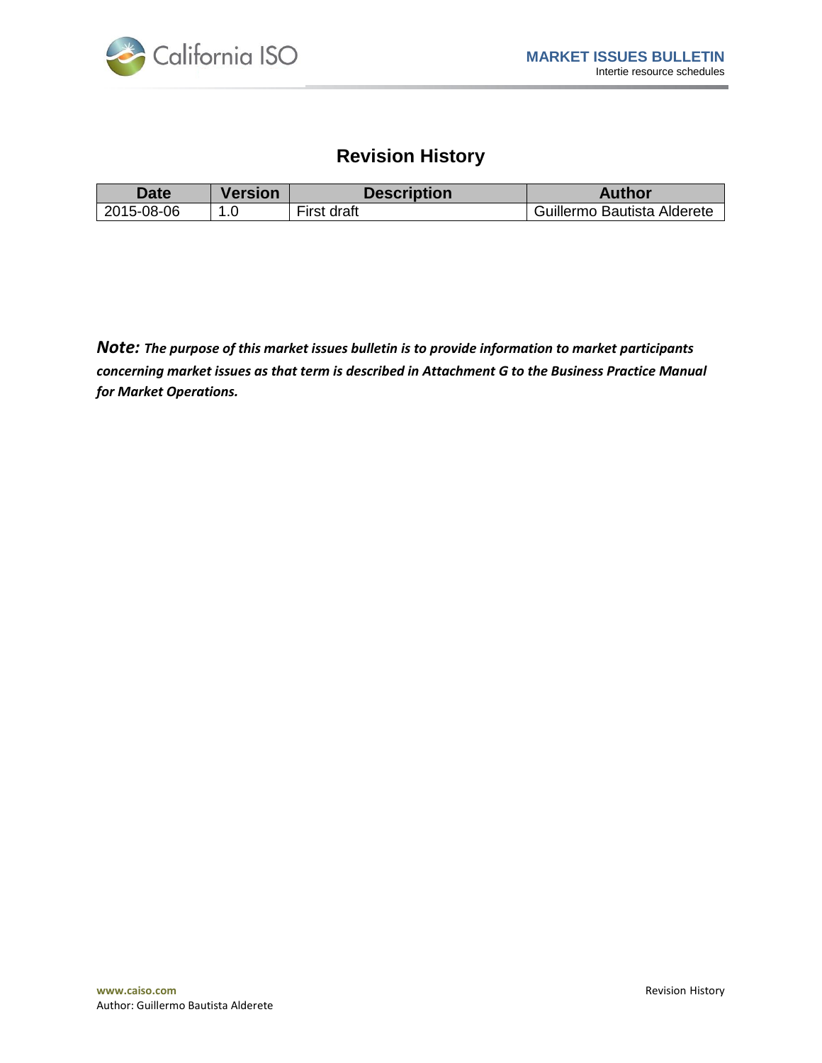# Revision History

| Date | Version | Description | Author |
| --- | --- | --- | --- |
| 2015-08-06 | 1.0 | First draft | Guillermo Bautista Alderete |

***Note:*** ***The purpose of this market issues bulletin is to provide information to market participants concerning market issues as that term is described in Attachment G to the Business Practice Manual for Market Operations.***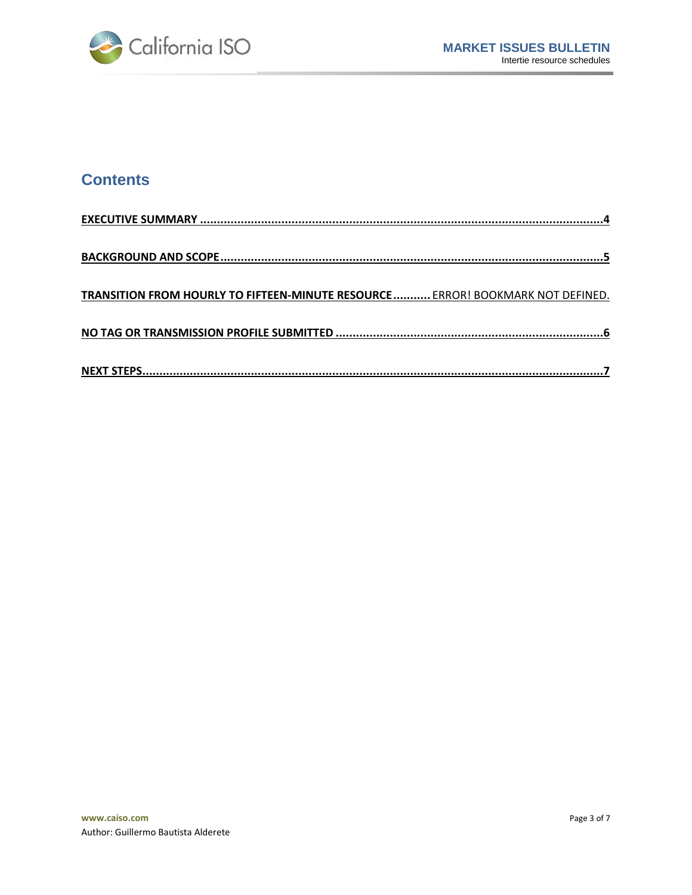## Contents

EXECUTIVE SUMMARY ....................................................................................................................4

BACKGROUND AND SCOPE ...........................................................................................................5

TRANSITION FROM HOURLY TO FIFTEEN-MINUTE RESOURCE ........... ERROR! BOOKMARK NOT DEFINED.

NO TAG OR TRANSMISSION PROFILE SUBMITTED .............................................................................6

NEXT STEPS.......................................................................................................................................7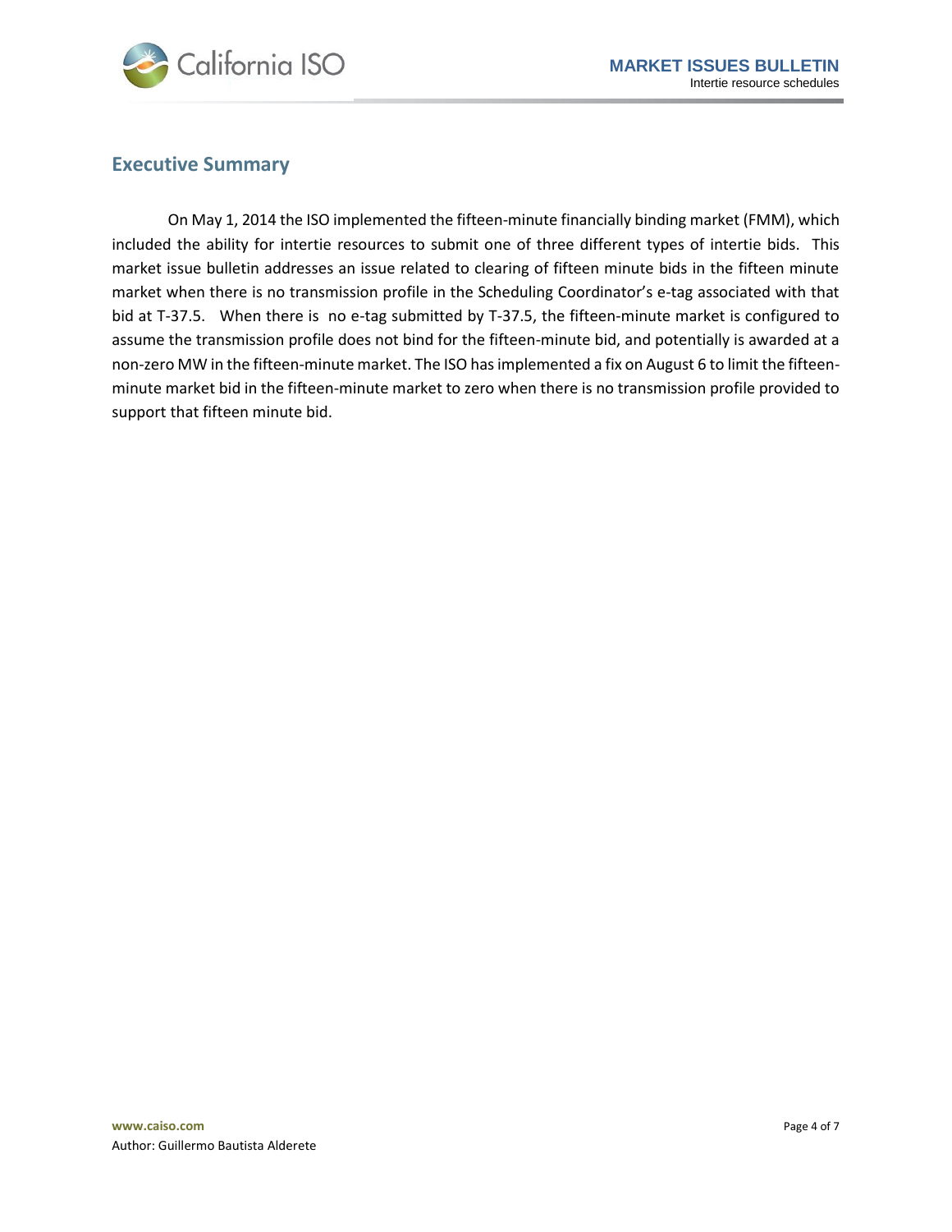## Executive Summary

On May 1, 2014 the ISO implemented the fifteen-minute financially binding market (FMM), which included the ability for intertie resources to submit one of three different types of intertie bids. This market issue bulletin addresses an issue related to clearing of fifteen minute bids in the fifteen minute market when there is no transmission profile in the Scheduling Coordinator's e-tag associated with that bid at T-37.5. When there is no e-tag submitted by T-37.5, the fifteen-minute market is configured to assume the transmission profile does not bind for the fifteen-minute bid, and potentially is awarded at a non-zero MW in the fifteen-minute market. The ISO has implemented a fix on August 6 to limit the fifteen-minute market bid in the fifteen-minute market to zero when there is no transmission profile provided to support that fifteen minute bid.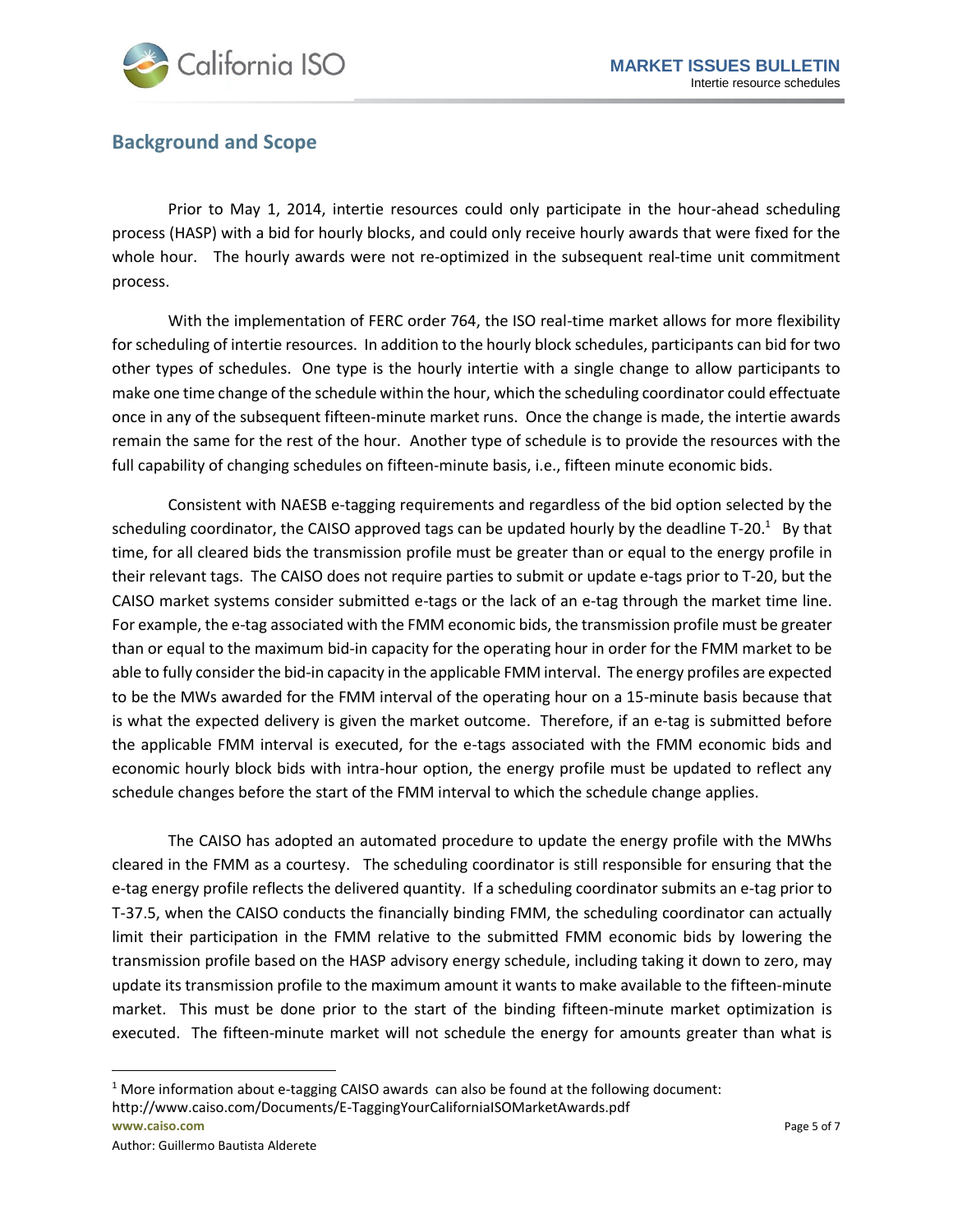## Background and Scope

Prior to May 1, 2014, intertie resources could only participate in the hour-ahead scheduling process (HASP) with a bid for hourly blocks, and could only receive hourly awards that were fixed for the whole hour. The hourly awards were not re-optimized in the subsequent real-time unit commitment process.

With the implementation of FERC order 764, the ISO real-time market allows for more flexibility for scheduling of intertie resources. In addition to the hourly block schedules, participants can bid for two other types of schedules. One type is the hourly intertie with a single change to allow participants to make one time change of the schedule within the hour, which the scheduling coordinator could effectuate once in any of the subsequent fifteen-minute market runs. Once the change is made, the intertie awards remain the same for the rest of the hour. Another type of schedule is to provide the resources with the full capability of changing schedules on fifteen-minute basis, i.e., fifteen minute economic bids.

Consistent with NAESB e-tagging requirements and regardless of the bid option selected by the scheduling coordinator, the CAISO approved tags can be updated hourly by the deadline T-20.[1] By that time, for all cleared bids the transmission profile must be greater than or equal to the energy profile in their relevant tags. The CAISO does not require parties to submit or update e-tags prior to T-20, but the CAISO market systems consider submitted e-tags or the lack of an e-tag through the market time line. For example, the e-tag associated with the FMM economic bids, the transmission profile must be greater than or equal to the maximum bid-in capacity for the operating hour in order for the FMM market to be able to fully consider the bid-in capacity in the applicable FMM interval. The energy profiles are expected to be the MWs awarded for the FMM interval of the operating hour on a 15-minute basis because that is what the expected delivery is given the market outcome. Therefore, if an e-tag is submitted before the applicable FMM interval is executed, for the e-tags associated with the FMM economic bids and economic hourly block bids with intra-hour option, the energy profile must be updated to reflect any schedule changes before the start of the FMM interval to which the schedule change applies.

The CAISO has adopted an automated procedure to update the energy profile with the MWhs cleared in the FMM as a courtesy. The scheduling coordinator is still responsible for ensuring that the e-tag energy profile reflects the delivered quantity. If a scheduling coordinator submits an e-tag prior to T-37.5, when the CAISO conducts the financially binding FMM, the scheduling coordinator can actually limit their participation in the FMM relative to the submitted FMM economic bids by lowering the transmission profile based on the HASP advisory energy schedule, including taking it down to zero, may update its transmission profile to the maximum amount it wants to make available to the fifteen-minute market. This must be done prior to the start of the binding fifteen-minute market optimization is executed. The fifteen-minute market will not schedule the energy for amounts greater than what is

[1] More information about e-tagging CAISO awards can also be found at the following document: http://www.caiso.com/Documents/E-TaggingYourCaliforniaISOMarketAwards.pdf

Author: Guillermo Bautista Alderete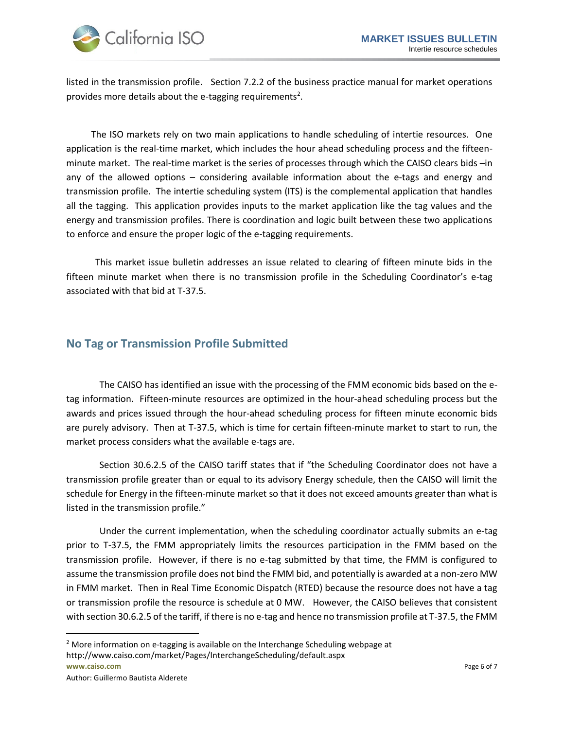listed in the transmission profile. Section 7.2.2 of the business practice manual for market operations provides more details about the e-tagging requirements[2].

The ISO markets rely on two main applications to handle scheduling of intertie resources. One application is the real-time market, which includes the hour ahead scheduling process and the fifteen-minute market. The real-time market is the series of processes through which the CAISO clears bids –in any of the allowed options – considering available information about the e-tags and energy and transmission profile. The intertie scheduling system (ITS) is the complemental application that handles all the tagging. This application provides inputs to the market application like the tag values and the energy and transmission profiles. There is coordination and logic built between these two applications to enforce and ensure the proper logic of the e-tagging requirements.

This market issue bulletin addresses an issue related to clearing of fifteen minute bids in the fifteen minute market when there is no transmission profile in the Scheduling Coordinator's e-tag associated with that bid at T-37.5.

## No Tag or Transmission Profile Submitted

The CAISO has identified an issue with the processing of the FMM economic bids based on the e-tag information. Fifteen-minute resources are optimized in the hour-ahead scheduling process but the awards and prices issued through the hour-ahead scheduling process for fifteen minute economic bids are purely advisory. Then at T-37.5, which is time for certain fifteen-minute market to start to run, the market process considers what the available e-tags are.

Section 30.6.2.5 of the CAISO tariff states that if "the Scheduling Coordinator does not have a transmission profile greater than or equal to its advisory Energy schedule, then the CAISO will limit the schedule for Energy in the fifteen-minute market so that it does not exceed amounts greater than what is listed in the transmission profile."

Under the current implementation, when the scheduling coordinator actually submits an e-tag prior to T-37.5, the FMM appropriately limits the resources participation in the FMM based on the transmission profile. However, if there is no e-tag submitted by that time, the FMM is configured to assume the transmission profile does not bind the FMM bid, and potentially is awarded at a non-zero MW in FMM market. Then in Real Time Economic Dispatch (RTED) because the resource does not have a tag or transmission profile the resource is schedule at 0 MW. However, the CAISO believes that consistent with section 30.6.2.5 of the tariff, if there is no e-tag and hence no transmission profile at T-37.5, the FMM

[2] More information on e-tagging is available on the Interchange Scheduling webpage at http://www.caiso.com/market/Pages/InterchangeScheduling/default.aspx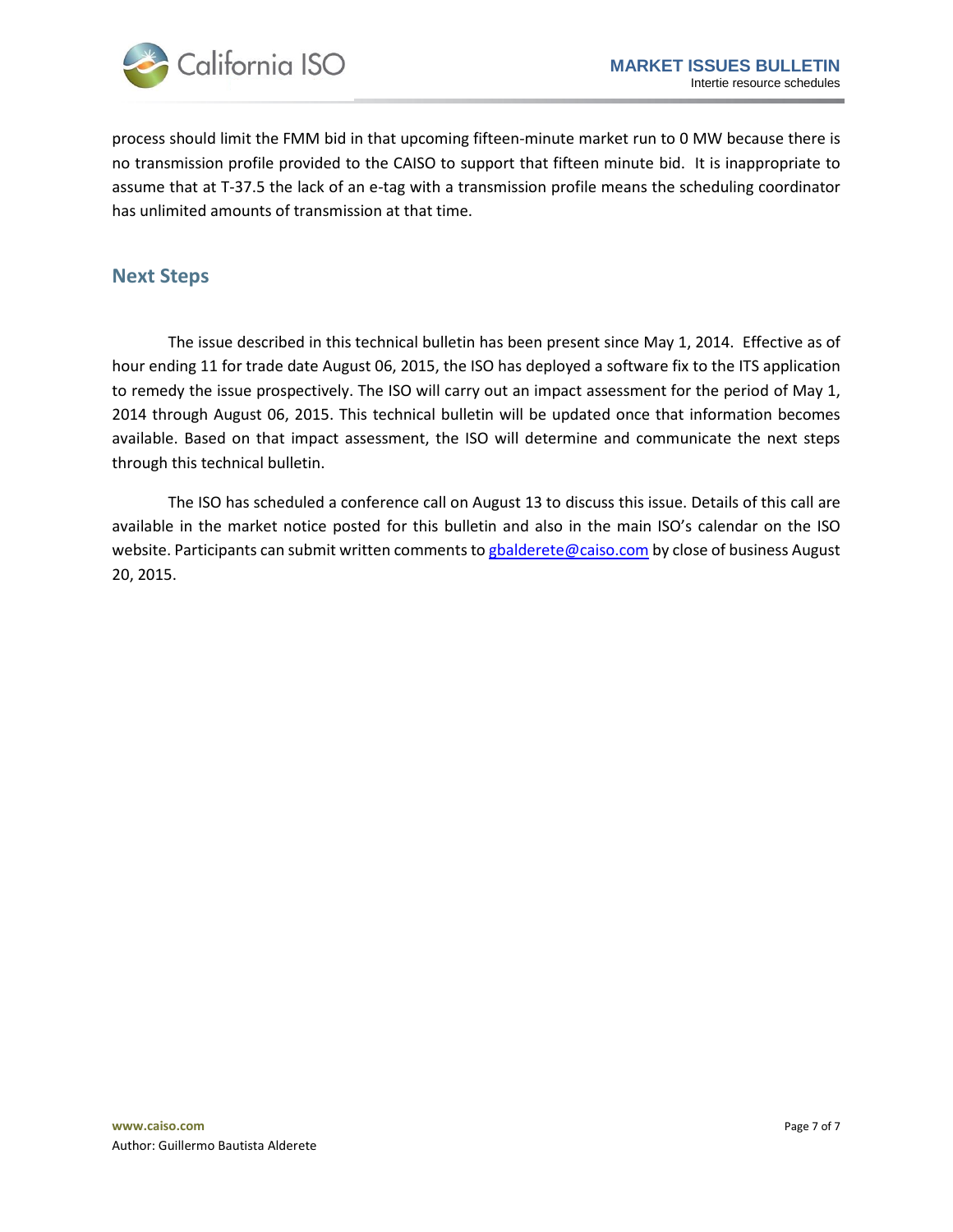process should limit the FMM bid in that upcoming fifteen-minute market run to 0 MW because there is no transmission profile provided to the CAISO to support that fifteen minute bid. It is inappropriate to assume that at T-37.5 the lack of an e-tag with a transmission profile means the scheduling coordinator has unlimited amounts of transmission at that time.

## Next Steps

The issue described in this technical bulletin has been present since May 1, 2014. Effective as of hour ending 11 for trade date August 06, 2015, the ISO has deployed a software fix to the ITS application to remedy the issue prospectively. The ISO will carry out an impact assessment for the period of May 1, 2014 through August 06, 2015. This technical bulletin will be updated once that information becomes available. Based on that impact assessment, the ISO will determine and communicate the next steps through this technical bulletin.

The ISO has scheduled a conference call on August 13 to discuss this issue. Details of this call are available in the market notice posted for this bulletin and also in the main ISO's calendar on the ISO website. Participants can submit written comments to gbalderete@caiso.com by close of business August 20, 2015.